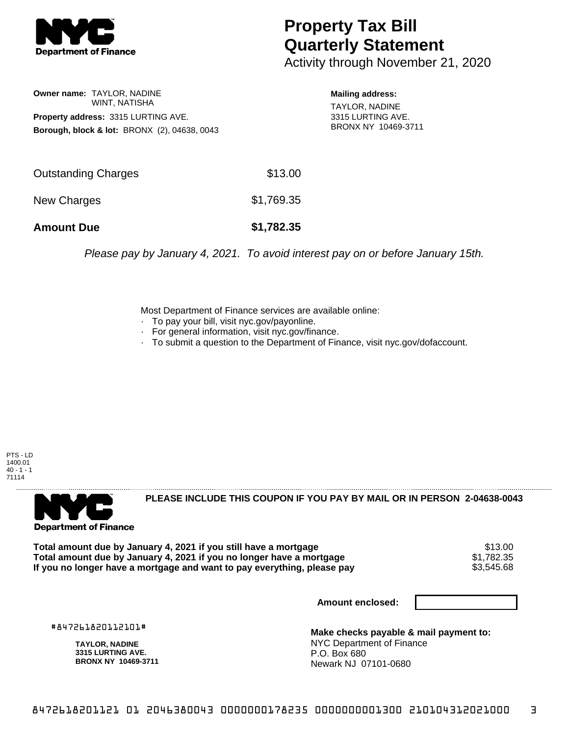NYC Department of Finance

# Property Tax Bill Quarterly Statement

Activity through November 21, 2020

**Owner name:** TAYLOR, NADINE
WINT, NATISHA

**Property address:** 3315 LURTING AVE.

**Borough, block & lot:** BRONX (2), 04638, 0043

**Mailing address:**
TAYLOR, NADINE
3315 LURTING AVE.
BRONX NY 10469-3711

| | |
|---|---|
| Outstanding Charges | $13.00 |
| New Charges | $1,769.35 |
| **Amount Due** | **$1,782.35** |

*Please pay by January 4, 2021. To avoid interest pay on or before January 15th.*

Most Department of Finance services are available online:

- To pay your bill, visit nyc.gov/payonline.
- For general information, visit nyc.gov/finance.
- To submit a question to the Department of Finance, visit nyc.gov/dofaccount.

PTS - LD
1400.01
40 - 1 - 1
71114

NYC Department of Finance

**PLEASE INCLUDE THIS COUPON IF YOU PAY BY MAIL OR IN PERSON 2-04638-0043**

| | |
|---|---|
| **Total amount due by January 4, 2021 if you still have a mortgage** | $13.00 |
| **Total amount due by January 4, 2021 if you no longer have a mortgage** | $1,782.35 |
| **If you no longer have a mortgage and want to pay everything, please pay** | $3,545.68 |

**Amount enclosed:**

#847261820112101#

**TAYLOR, NADINE**
**3315 LURTING AVE.**
**BRONX NY 10469-3711**

**Make checks payable & mail payment to:**
NYC Department of Finance
P.O. Box 680
Newark NJ 07101-0680

8472618201121 01 2046380043 0000000178235 0000000001300 210104312021000 3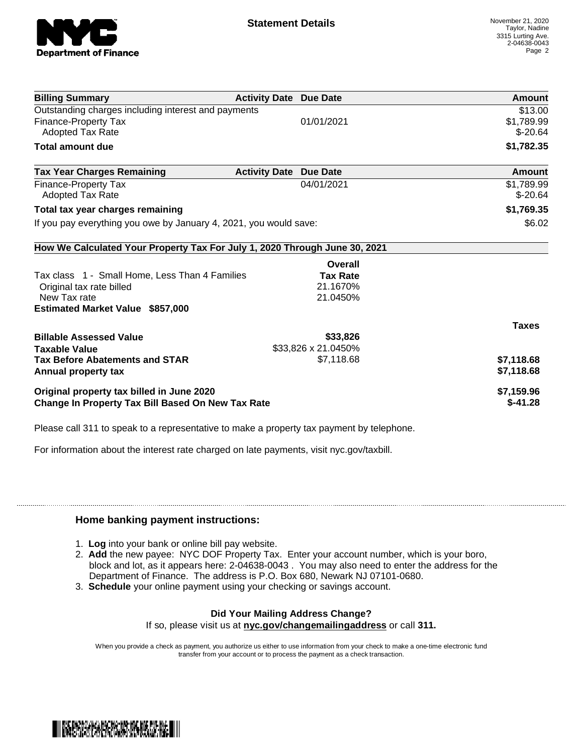# Statement Details

November 21, 2020
Taylor, Nadine
3315 Lurting Ave.
2-04638-0043

| Billing Summary | Activity Date | Due Date | Amount |
|---|---|---|---|
| Outstanding charges including interest and payments | | | $13.00 |
| Finance-Property Tax | | 01/01/2021 | $1,789.99 |
| Adopted Tax Rate | | | $-20.64 |
| **Total amount due** | | | **$1,782.35** |

| Tax Year Charges Remaining | Activity Date | Due Date | Amount |
|---|---|---|---|
| Finance-Property Tax | | 04/01/2021 | $1,789.99 |
| Adopted Tax Rate | | | $-20.64 |
| **Total tax year charges remaining** | | | **$1,769.35** |
| If you pay everything you owe by January 4, 2021, you would save: | | | $6.02 |

**How We Calculated Your Property Tax For July 1, 2020 Through June 30, 2021**

| | Overall Tax Rate | |
|---|---|---|
| Tax class 1 - Small Home, Less Than 4 Families | | |
| Original tax rate billed | 21.1670% | |
| New Tax rate | 21.0450% | |
| **Estimated Market Value $857,000** | | |
| | | **Taxes** |
| **Billable Assessed Value** | **$33,826** | |
| **Taxable Value** | $33,826 x 21.0450% | |
| **Tax Before Abatements and STAR** | $7,118.68 | **$7,118.68** |
| **Annual property tax** | | **$7,118.68** |
| **Original property tax billed in June 2020** | | **$7,159.96** |
| **Change In Property Tax Bill Based On New Tax Rate** | | **$-41.28** |

Please call 311 to speak to a representative to make a property tax payment by telephone.

For information about the interest rate charged on late payments, visit nyc.gov/taxbill.

## Home banking payment instructions:

1. **Log** into your bank or online bill pay website.
2. **Add** the new payee: NYC DOF Property Tax. Enter your account number, which is your boro, block and lot, as it appears here: 2-04638-0043 . You may also need to enter the address for the Department of Finance. The address is P.O. Box 680, Newark NJ 07101-0680.
3. **Schedule** your online payment using your checking or savings account.

**Did Your Mailing Address Change?**
If so, please visit us at **nyc.gov/changemailingaddress** or call **311.**

When you provide a check as payment, you authorize us either to use information from your check to make a one-time electronic fund transfer from your account or to process the payment as a check transaction.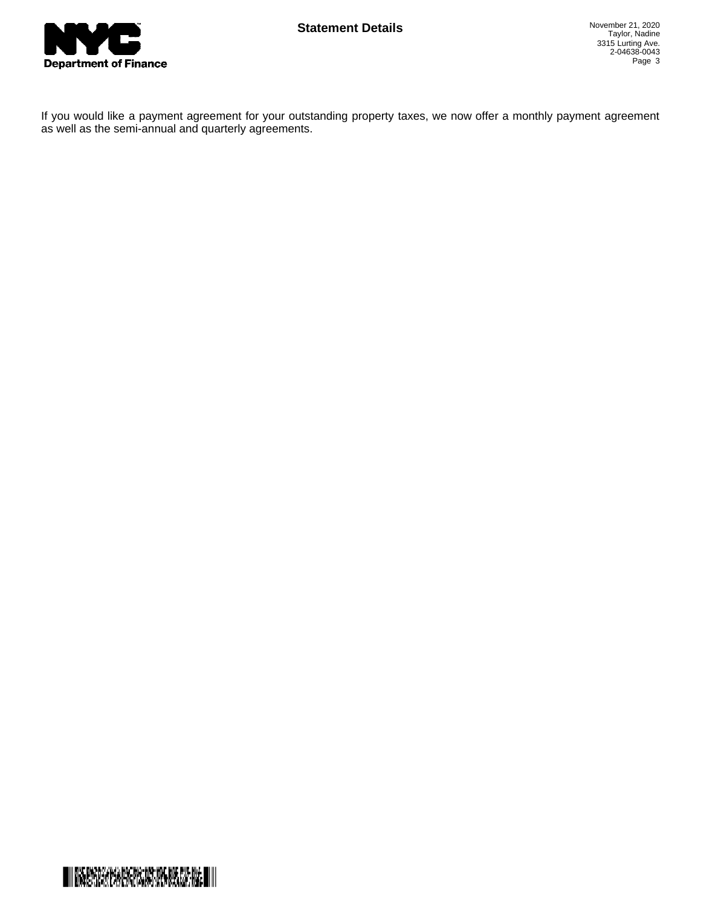If you would like a payment agreement for your outstanding property taxes, we now offer a monthly payment agreement as well as the semi-annual and quarterly agreements.